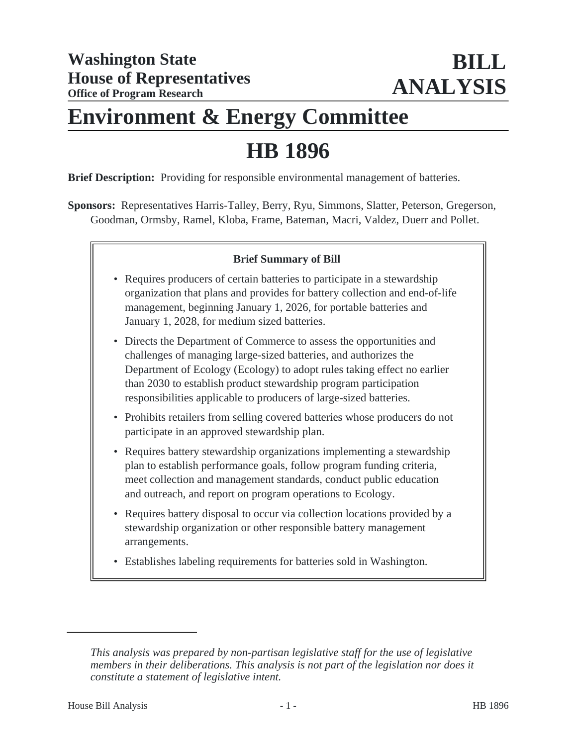**Washington State**
**House of Representatives**
**Office of Program Research**

# BILL ANALYSIS

# Environment & Energy Committee

# HB 1896

**Brief Description:** Providing for responsible environmental management of batteries.

**Sponsors:** Representatives Harris-Talley, Berry, Ryu, Simmons, Slatter, Peterson, Gregerson, Goodman, Ormsby, Ramel, Kloba, Frame, Bateman, Macri, Valdez, Duerr and Pollet.

**Brief Summary of Bill**

- Requires producers of certain batteries to participate in a stewardship organization that plans and provides for battery collection and end-of-life management, beginning January 1, 2026, for portable batteries and January 1, 2028, for medium sized batteries.
- Directs the Department of Commerce to assess the opportunities and challenges of managing large-sized batteries, and authorizes the Department of Ecology (Ecology) to adopt rules taking effect no earlier than 2030 to establish product stewardship program participation responsibilities applicable to producers of large-sized batteries.
- Prohibits retailers from selling covered batteries whose producers do not participate in an approved stewardship plan.
- Requires battery stewardship organizations implementing a stewardship plan to establish performance goals, follow program funding criteria, meet collection and management standards, conduct public education and outreach, and report on program operations to Ecology.
- Requires battery disposal to occur via collection locations provided by a stewardship organization or other responsible battery management arrangements.
- Establishes labeling requirements for batteries sold in Washington.

*This analysis was prepared by non-partisan legislative staff for the use of legislative members in their deliberations. This analysis is not part of the legislation nor does it constitute a statement of legislative intent.*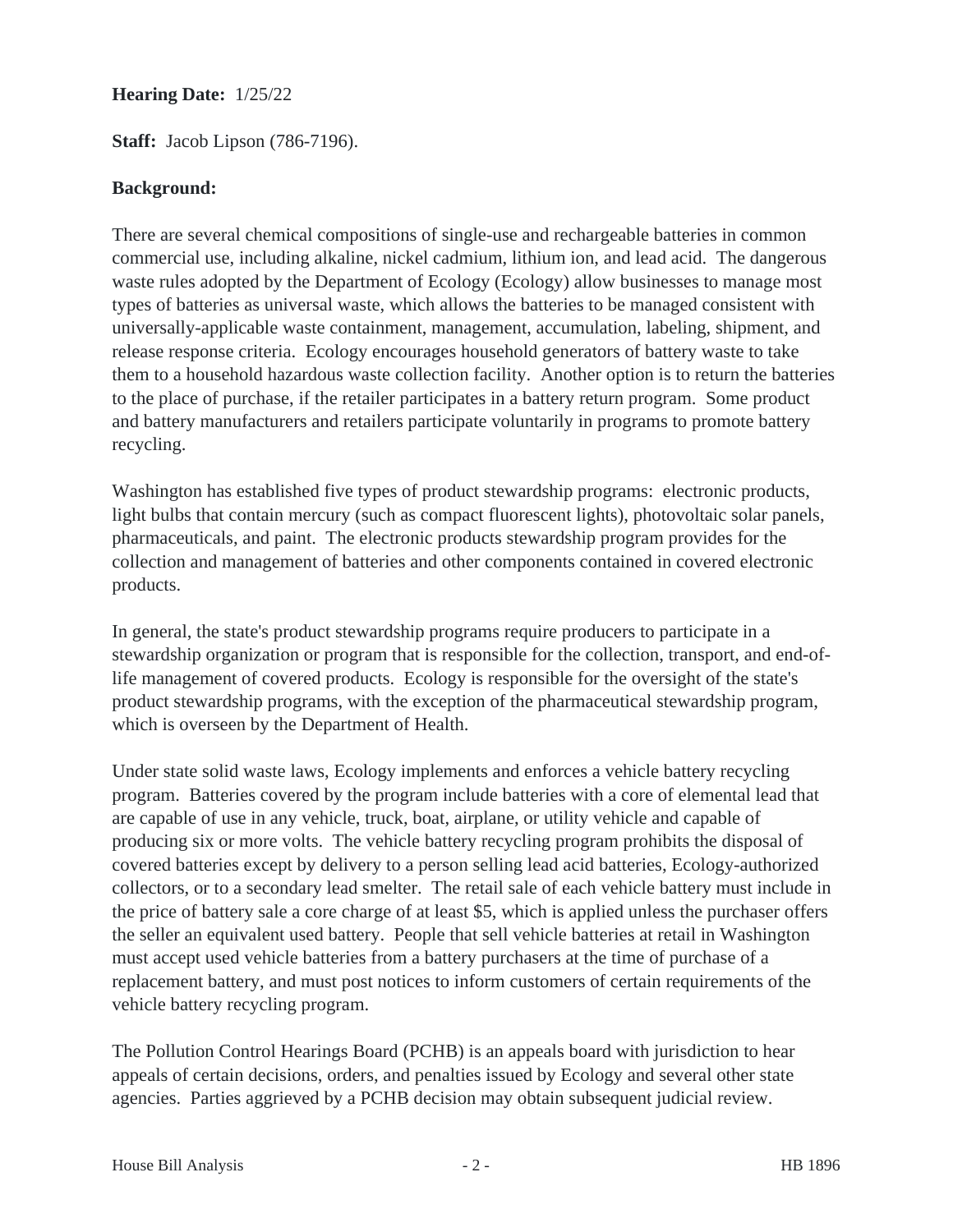**Hearing Date:** 1/25/22

**Staff:** Jacob Lipson (786-7196).

**Background:**

There are several chemical compositions of single-use and rechargeable batteries in common commercial use, including alkaline, nickel cadmium, lithium ion, and lead acid. The dangerous waste rules adopted by the Department of Ecology (Ecology) allow businesses to manage most types of batteries as universal waste, which allows the batteries to be managed consistent with universally-applicable waste containment, management, accumulation, labeling, shipment, and release response criteria. Ecology encourages household generators of battery waste to take them to a household hazardous waste collection facility. Another option is to return the batteries to the place of purchase, if the retailer participates in a battery return program. Some product and battery manufacturers and retailers participate voluntarily in programs to promote battery recycling.

Washington has established five types of product stewardship programs: electronic products, light bulbs that contain mercury (such as compact fluorescent lights), photovoltaic solar panels, pharmaceuticals, and paint. The electronic products stewardship program provides for the collection and management of batteries and other components contained in covered electronic products.

In general, the state's product stewardship programs require producers to participate in a stewardship organization or program that is responsible for the collection, transport, and end-of-life management of covered products. Ecology is responsible for the oversight of the state's product stewardship programs, with the exception of the pharmaceutical stewardship program, which is overseen by the Department of Health.

Under state solid waste laws, Ecology implements and enforces a vehicle battery recycling program. Batteries covered by the program include batteries with a core of elemental lead that are capable of use in any vehicle, truck, boat, airplane, or utility vehicle and capable of producing six or more volts. The vehicle battery recycling program prohibits the disposal of covered batteries except by delivery to a person selling lead acid batteries, Ecology-authorized collectors, or to a secondary lead smelter. The retail sale of each vehicle battery must include in the price of battery sale a core charge of at least $5, which is applied unless the purchaser offers the seller an equivalent used battery. People that sell vehicle batteries at retail in Washington must accept used vehicle batteries from a battery purchasers at the time of purchase of a replacement battery, and must post notices to inform customers of certain requirements of the vehicle battery recycling program.

The Pollution Control Hearings Board (PCHB) is an appeals board with jurisdiction to hear appeals of certain decisions, orders, and penalties issued by Ecology and several other state agencies. Parties aggrieved by a PCHB decision may obtain subsequent judicial review.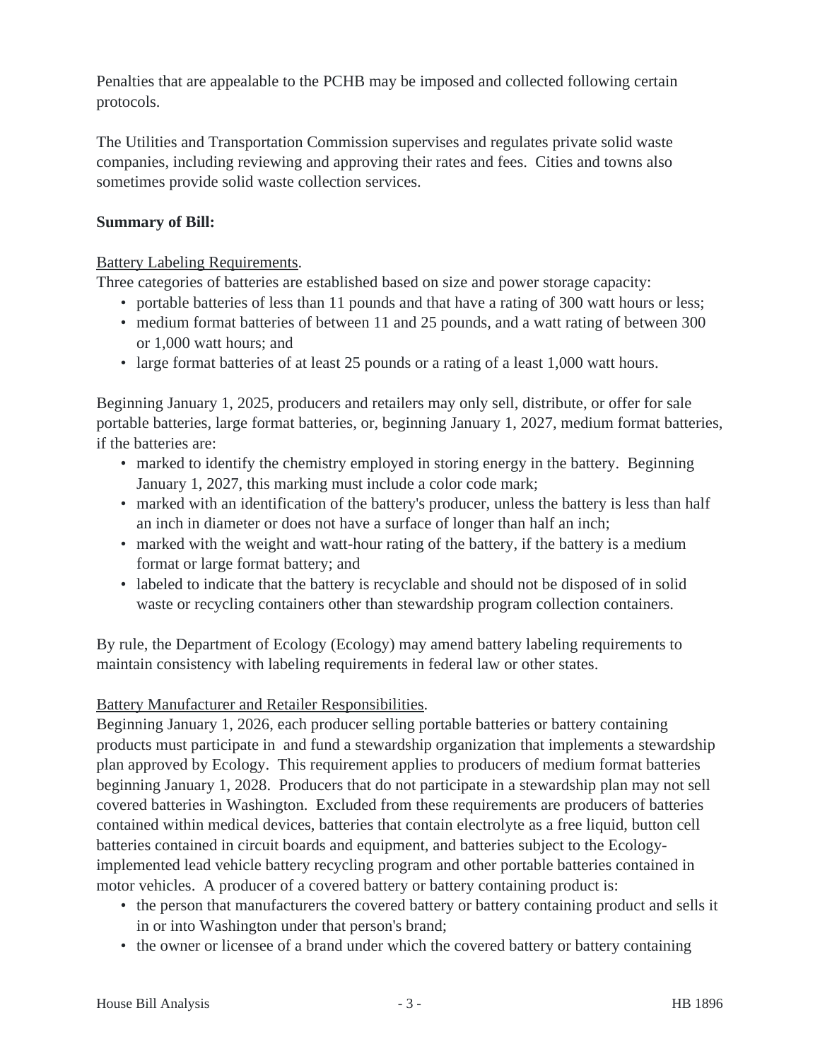Penalties that are appealable to the PCHB may be imposed and collected following certain protocols.

The Utilities and Transportation Commission supervises and regulates private solid waste companies, including reviewing and approving their rates and fees. Cities and towns also sometimes provide solid waste collection services.

**Summary of Bill:**

Battery Labeling Requirements.
Three categories of batteries are established based on size and power storage capacity:

- portable batteries of less than 11 pounds and that have a rating of 300 watt hours or less;
- medium format batteries of between 11 and 25 pounds, and a watt rating of between 300 or 1,000 watt hours; and
- large format batteries of at least 25 pounds or a rating of a least 1,000 watt hours.

Beginning January 1, 2025, producers and retailers may only sell, distribute, or offer for sale portable batteries, large format batteries, or, beginning January 1, 2027, medium format batteries, if the batteries are:

- marked to identify the chemistry employed in storing energy in the battery. Beginning January 1, 2027, this marking must include a color code mark;
- marked with an identification of the battery's producer, unless the battery is less than half an inch in diameter or does not have a surface of longer than half an inch;
- marked with the weight and watt-hour rating of the battery, if the battery is a medium format or large format battery; and
- labeled to indicate that the battery is recyclable and should not be disposed of in solid waste or recycling containers other than stewardship program collection containers.

By rule, the Department of Ecology (Ecology) may amend battery labeling requirements to maintain consistency with labeling requirements in federal law or other states.

Battery Manufacturer and Retailer Responsibilities.
Beginning January 1, 2026, each producer selling portable batteries or battery containing products must participate in and fund a stewardship organization that implements a stewardship plan approved by Ecology. This requirement applies to producers of medium format batteries beginning January 1, 2028. Producers that do not participate in a stewardship plan may not sell covered batteries in Washington. Excluded from these requirements are producers of batteries contained within medical devices, batteries that contain electrolyte as a free liquid, button cell batteries contained in circuit boards and equipment, and batteries subject to the Ecology-implemented lead vehicle battery recycling program and other portable batteries contained in motor vehicles. A producer of a covered battery or battery containing product is:

- the person that manufacturers the covered battery or battery containing product and sells it in or into Washington under that person's brand;
- the owner or licensee of a brand under which the covered battery or battery containing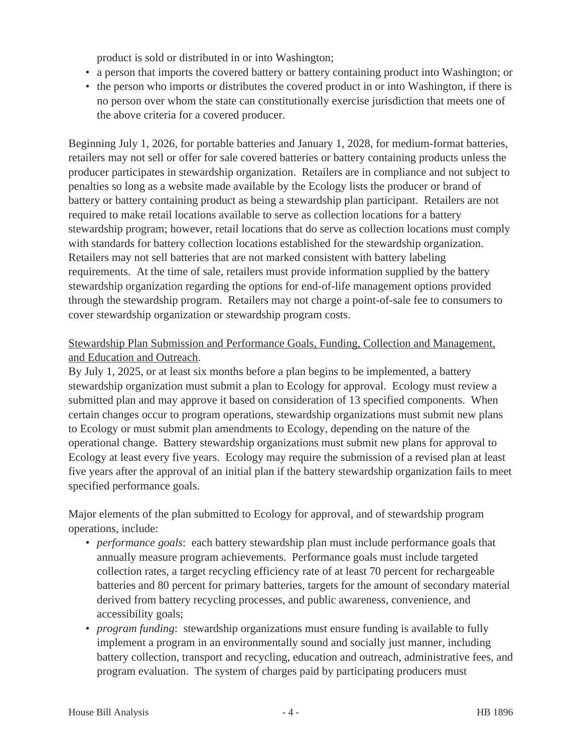product is sold or distributed in or into Washington;

- a person that imports the covered battery or battery containing product into Washington; or
- the person who imports or distributes the covered product in or into Washington, if there is no person over whom the state can constitutionally exercise jurisdiction that meets one of the above criteria for a covered producer.

Beginning July 1, 2026, for portable batteries and January 1, 2028, for medium-format batteries, retailers may not sell or offer for sale covered batteries or battery containing products unless the producer participates in stewardship organization. Retailers are in compliance and not subject to penalties so long as a website made available by the Ecology lists the producer or brand of battery or battery containing product as being a stewardship plan participant. Retailers are not required to make retail locations available to serve as collection locations for a battery stewardship program; however, retail locations that do serve as collection locations must comply with standards for battery collection locations established for the stewardship organization. Retailers may not sell batteries that are not marked consistent with battery labeling requirements. At the time of sale, retailers must provide information supplied by the battery stewardship organization regarding the options for end-of-life management options provided through the stewardship program. Retailers may not charge a point-of-sale fee to consumers to cover stewardship organization or stewardship program costs.

<u>Stewardship Plan Submission and Performance Goals, Funding, Collection and Management, and Education and Outreach</u>.

By July 1, 2025, or at least six months before a plan begins to be implemented, a battery stewardship organization must submit a plan to Ecology for approval. Ecology must review a submitted plan and may approve it based on consideration of 13 specified components. When certain changes occur to program operations, stewardship organizations must submit new plans to Ecology or must submit plan amendments to Ecology, depending on the nature of the operational change. Battery stewardship organizations must submit new plans for approval to Ecology at least every five years. Ecology may require the submission of a revised plan at least five years after the approval of an initial plan if the battery stewardship organization fails to meet specified performance goals.

Major elements of the plan submitted to Ecology for approval, and of stewardship program operations, include:

- *performance goals*: each battery stewardship plan must include performance goals that annually measure program achievements. Performance goals must include targeted collection rates, a target recycling efficiency rate of at least 70 percent for rechargeable batteries and 80 percent for primary batteries, targets for the amount of secondary material derived from battery recycling processes, and public awareness, convenience, and accessibility goals;
- *program funding*: stewardship organizations must ensure funding is available to fully implement a program in an environmentally sound and socially just manner, including battery collection, transport and recycling, education and outreach, administrative fees, and program evaluation. The system of charges paid by participating producers must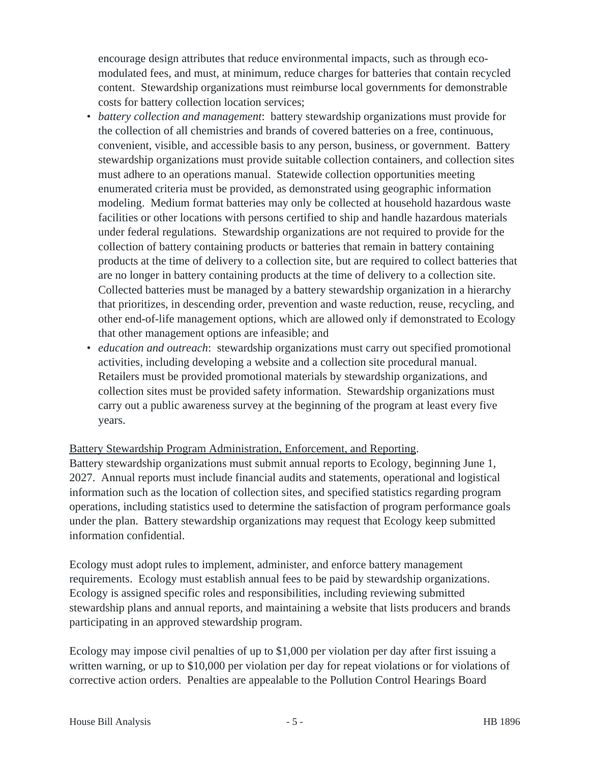encourage design attributes that reduce environmental impacts, such as through eco-modulated fees, and must, at minimum, reduce charges for batteries that contain recycled content. Stewardship organizations must reimburse local governments for demonstrable costs for battery collection location services;

- *battery collection and management*: battery stewardship organizations must provide for the collection of all chemistries and brands of covered batteries on a free, continuous, convenient, visible, and accessible basis to any person, business, or government. Battery stewardship organizations must provide suitable collection containers, and collection sites must adhere to an operations manual. Statewide collection opportunities meeting enumerated criteria must be provided, as demonstrated using geographic information modeling. Medium format batteries may only be collected at household hazardous waste facilities or other locations with persons certified to ship and handle hazardous materials under federal regulations. Stewardship organizations are not required to provide for the collection of battery containing products or batteries that remain in battery containing products at the time of delivery to a collection site, but are required to collect batteries that are no longer in battery containing products at the time of delivery to a collection site. Collected batteries must be managed by a battery stewardship organization in a hierarchy that prioritizes, in descending order, prevention and waste reduction, reuse, recycling, and other end-of-life management options, which are allowed only if demonstrated to Ecology that other management options are infeasible; and
- *education and outreach*: stewardship organizations must carry out specified promotional activities, including developing a website and a collection site procedural manual. Retailers must be provided promotional materials by stewardship organizations, and collection sites must be provided safety information. Stewardship organizations must carry out a public awareness survey at the beginning of the program at least every five years.

<u>Battery Stewardship Program Administration, Enforcement, and Reporting</u>.

Battery stewardship organizations must submit annual reports to Ecology, beginning June 1, 2027. Annual reports must include financial audits and statements, operational and logistical information such as the location of collection sites, and specified statistics regarding program operations, including statistics used to determine the satisfaction of program performance goals under the plan. Battery stewardship organizations may request that Ecology keep submitted information confidential.

Ecology must adopt rules to implement, administer, and enforce battery management requirements. Ecology must establish annual fees to be paid by stewardship organizations. Ecology is assigned specific roles and responsibilities, including reviewing submitted stewardship plans and annual reports, and maintaining a website that lists producers and brands participating in an approved stewardship program.

Ecology may impose civil penalties of up to $1,000 per violation per day after first issuing a written warning, or up to $10,000 per violation per day for repeat violations or for violations of corrective action orders. Penalties are appealable to the Pollution Control Hearings Board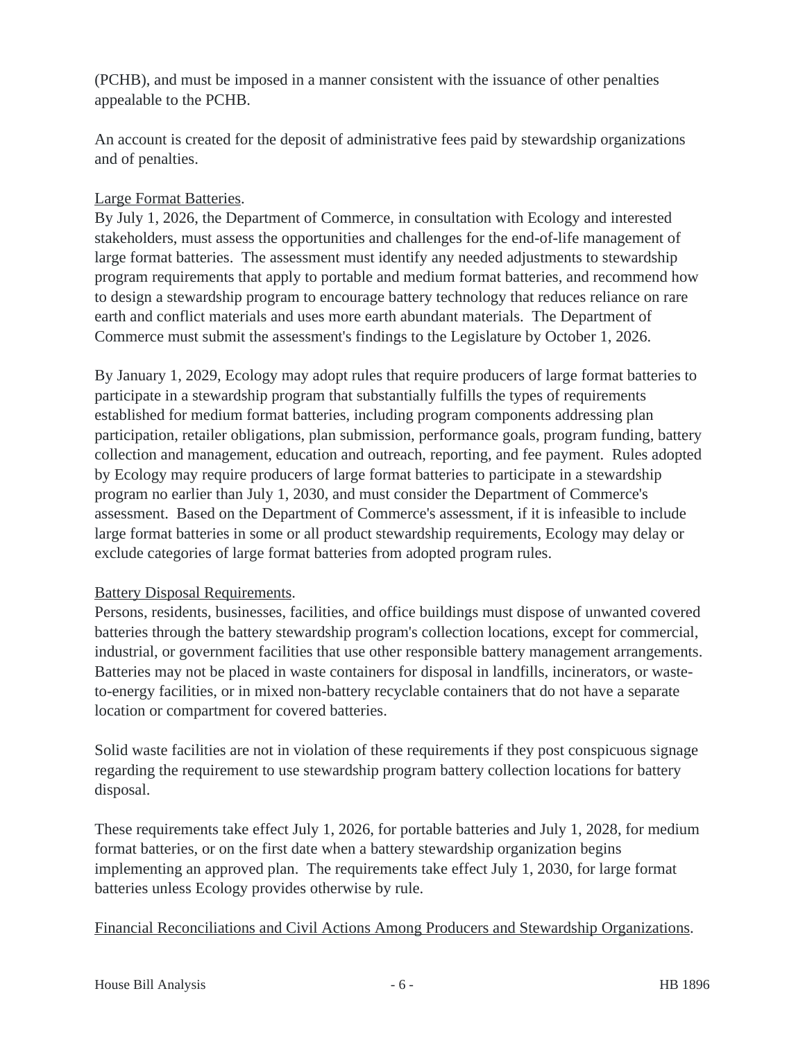(PCHB), and must be imposed in a manner consistent with the issuance of other penalties appealable to the PCHB.

An account is created for the deposit of administrative fees paid by stewardship organizations and of penalties.

Large Format Batteries.

By July 1, 2026, the Department of Commerce, in consultation with Ecology and interested stakeholders, must assess the opportunities and challenges for the end-of-life management of large format batteries. The assessment must identify any needed adjustments to stewardship program requirements that apply to portable and medium format batteries, and recommend how to design a stewardship program to encourage battery technology that reduces reliance on rare earth and conflict materials and uses more earth abundant materials. The Department of Commerce must submit the assessment's findings to the Legislature by October 1, 2026.

By January 1, 2029, Ecology may adopt rules that require producers of large format batteries to participate in a stewardship program that substantially fulfills the types of requirements established for medium format batteries, including program components addressing plan participation, retailer obligations, plan submission, performance goals, program funding, battery collection and management, education and outreach, reporting, and fee payment. Rules adopted by Ecology may require producers of large format batteries to participate in a stewardship program no earlier than July 1, 2030, and must consider the Department of Commerce's assessment. Based on the Department of Commerce's assessment, if it is infeasible to include large format batteries in some or all product stewardship requirements, Ecology may delay or exclude categories of large format batteries from adopted program rules.

Battery Disposal Requirements.

Persons, residents, businesses, facilities, and office buildings must dispose of unwanted covered batteries through the battery stewardship program's collection locations, except for commercial, industrial, or government facilities that use other responsible battery management arrangements. Batteries may not be placed in waste containers for disposal in landfills, incinerators, or waste-to-energy facilities, or in mixed non-battery recyclable containers that do not have a separate location or compartment for covered batteries.

Solid waste facilities are not in violation of these requirements if they post conspicuous signage regarding the requirement to use stewardship program battery collection locations for battery disposal.

These requirements take effect July 1, 2026, for portable batteries and July 1, 2028, for medium format batteries, or on the first date when a battery stewardship organization begins implementing an approved plan. The requirements take effect July 1, 2030, for large format batteries unless Ecology provides otherwise by rule.

Financial Reconciliations and Civil Actions Among Producers and Stewardship Organizations.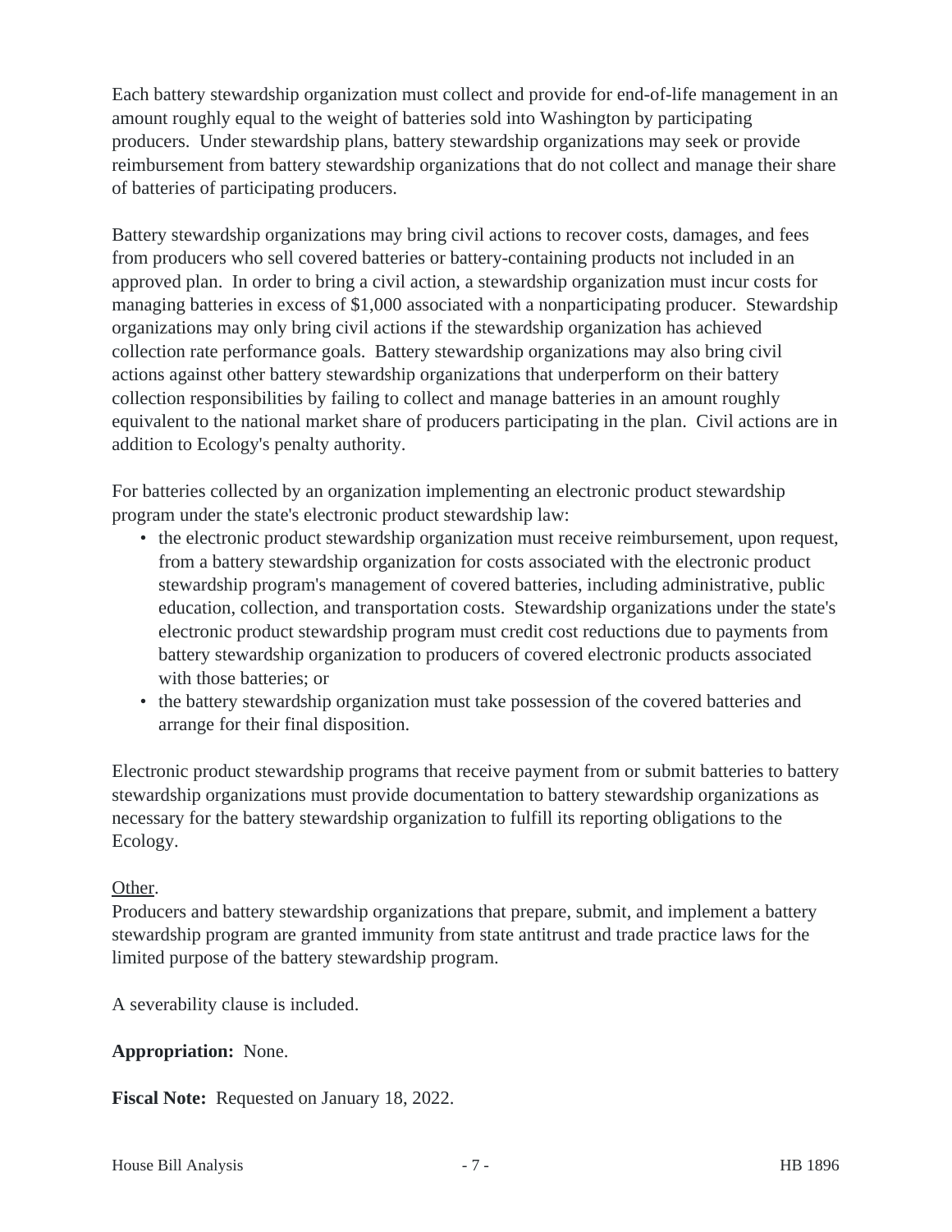Each battery stewardship organization must collect and provide for end-of-life management in an amount roughly equal to the weight of batteries sold into Washington by participating producers. Under stewardship plans, battery stewardship organizations may seek or provide reimbursement from battery stewardship organizations that do not collect and manage their share of batteries of participating producers.

Battery stewardship organizations may bring civil actions to recover costs, damages, and fees from producers who sell covered batteries or battery-containing products not included in an approved plan. In order to bring a civil action, a stewardship organization must incur costs for managing batteries in excess of $1,000 associated with a nonparticipating producer. Stewardship organizations may only bring civil actions if the stewardship organization has achieved collection rate performance goals. Battery stewardship organizations may also bring civil actions against other battery stewardship organizations that underperform on their battery collection responsibilities by failing to collect and manage batteries in an amount roughly equivalent to the national market share of producers participating in the plan. Civil actions are in addition to Ecology's penalty authority.

For batteries collected by an organization implementing an electronic product stewardship program under the state's electronic product stewardship law:

- the electronic product stewardship organization must receive reimbursement, upon request, from a battery stewardship organization for costs associated with the electronic product stewardship program's management of covered batteries, including administrative, public education, collection, and transportation costs. Stewardship organizations under the state's electronic product stewardship program must credit cost reductions due to payments from battery stewardship organization to producers of covered electronic products associated with those batteries; or
- the battery stewardship organization must take possession of the covered batteries and arrange for their final disposition.

Electronic product stewardship programs that receive payment from or submit batteries to battery stewardship organizations must provide documentation to battery stewardship organizations as necessary for the battery stewardship organization to fulfill its reporting obligations to the Ecology.

<u>Other</u>.

Producers and battery stewardship organizations that prepare, submit, and implement a battery stewardship program are granted immunity from state antitrust and trade practice laws for the limited purpose of the battery stewardship program.

A severability clause is included.

**Appropriation:** None.

**Fiscal Note:** Requested on January 18, 2022.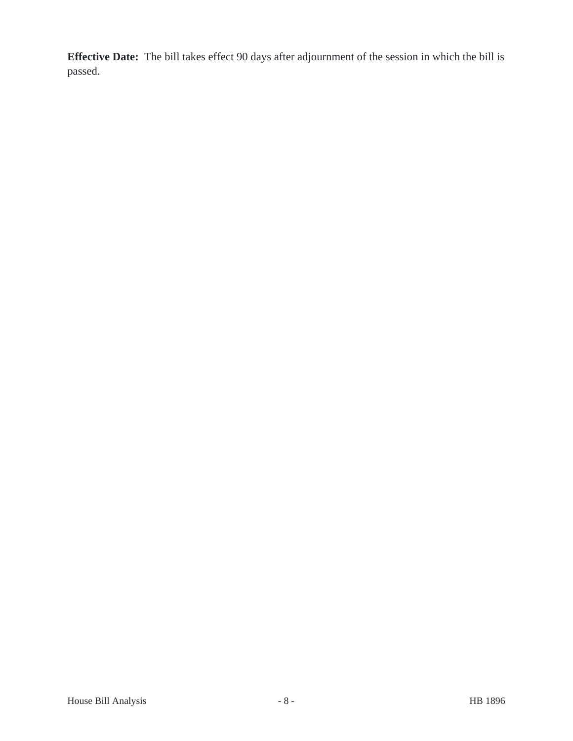**Effective Date:** The bill takes effect 90 days after adjournment of the session in which the bill is passed.